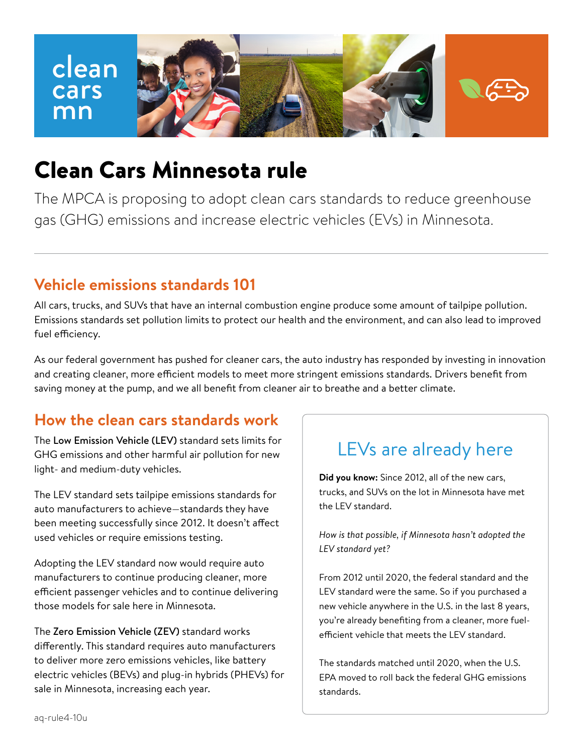clean cars mn

# Clean Cars Minnesota rule

The MPCA is proposing to adopt clean cars standards to reduce greenhouse gas (GHG) emissions and increase electric vehicles (EVs) in Minnesota.

## Vehicle emissions standards 101

All cars, trucks, and SUVs that have an internal combustion engine produce some amount of tailpipe pollution. Emissions standards set pollution limits to protect our health and the environment, and can also lead to improved fuel efficiency.

As our federal government has pushed for cleaner cars, the auto industry has responded by investing in innovation and creating cleaner, more efficient models to meet more stringent emissions standards. Drivers benefit from saving money at the pump, and we all benefit from cleaner air to breathe and a better climate.

## How the clean cars standards work

The **Low Emission Vehicle (LEV)** standard sets limits for GHG emissions and other harmful air pollution for new light- and medium-duty vehicles.

The LEV standard sets tailpipe emissions standards for auto manufacturers to achieve—standards they have been meeting successfully since 2012. It doesn't affect used vehicles or require emissions testing.

Adopting the LEV standard now would require auto manufacturers to continue producing cleaner, more efficient passenger vehicles and to continue delivering those models for sale here in Minnesota.

The **Zero Emission Vehicle (ZEV)** standard works differently. This standard requires auto manufacturers to deliver more zero emissions vehicles, like battery electric vehicles (BEVs) and plug-in hybrids (PHEVs) for sale in Minnesota, increasing each year.

### LEVs are already here

**Did you know:** Since 2012, all of the new cars, trucks, and SUVs on the lot in Minnesota have met the LEV standard.

*How is that possible, if Minnesota hasn't adopted the LEV standard yet?*

From 2012 until 2020, the federal standard and the LEV standard were the same. So if you purchased a new vehicle anywhere in the U.S. in the last 8 years, you're already benefiting from a cleaner, more fuel-efficient vehicle that meets the LEV standard.

The standards matched until 2020, when the U.S. EPA moved to roll back the federal GHG emissions standards.

aq-rule4-10u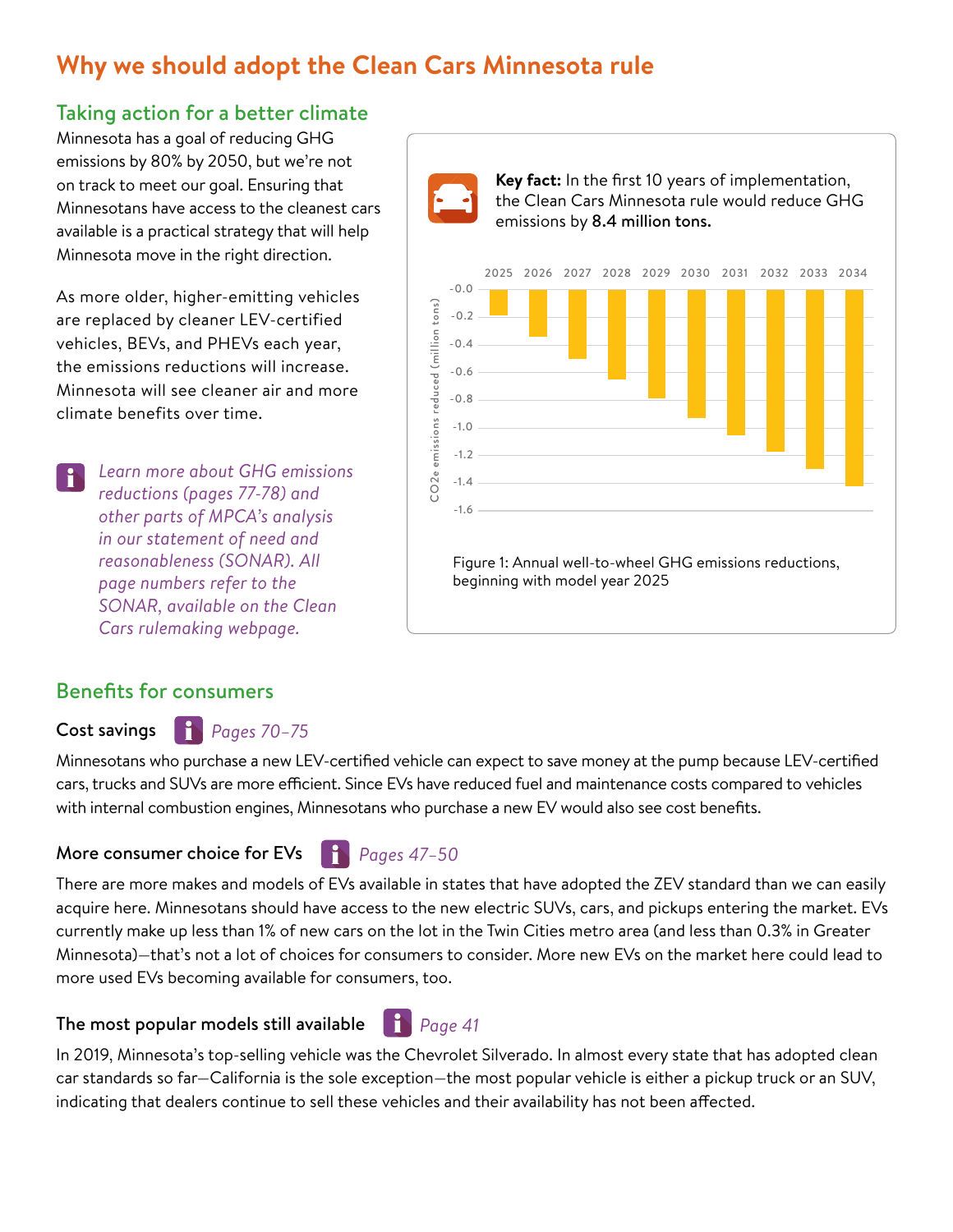# Why we should adopt the Clean Cars Minnesota rule

## Taking action for a better climate

Minnesota has a goal of reducing GHG emissions by 80% by 2050, but we're not on track to meet our goal. Ensuring that Minnesotans have access to the cleanest cars available is a practical strategy that will help Minnesota move in the right direction.

As more older, higher-emitting vehicles are replaced by cleaner LEV-certified vehicles, BEVs, and PHEVs each year, the emissions reductions will increase. Minnesota will see cleaner air and more climate benefits over time.

*Learn more about GHG emissions reductions (pages 77-78) and other parts of MPCA's analysis in our statement of need and reasonableness (SONAR). All page numbers refer to the SONAR, available on the Clean Cars rulemaking webpage.*

**Key fact:** In the first 10 years of implementation, the Clean Cars Minnesota rule would reduce GHG emissions by **8.4 million tons.**

Figure 1: Annual well-to-wheel GHG emissions reductions, beginning with model year 2025

## Benefits for consumers

### Cost savings *Pages 70–75*

Minnesotans who purchase a new LEV-certified vehicle can expect to save money at the pump because LEV-certified cars, trucks and SUVs are more efficient. Since EVs have reduced fuel and maintenance costs compared to vehicles with internal combustion engines, Minnesotans who purchase a new EV would also see cost benefits.

### More consumer choice for EVs *Pages 47–50*

There are more makes and models of EVs available in states that have adopted the ZEV standard than we can easily acquire here. Minnesotans should have access to the new electric SUVs, cars, and pickups entering the market. EVs currently make up less than 1% of new cars on the lot in the Twin Cities metro area (and less than 0.3% in Greater Minnesota)—that's not a lot of choices for consumers to consider. More new EVs on the market here could lead to more used EVs becoming available for consumers, too.

### The most popular models still available *Page 41*

In 2019, Minnesota's top-selling vehicle was the Chevrolet Silverado. In almost every state that has adopted clean car standards so far—California is the sole exception—the most popular vehicle is either a pickup truck or an SUV, indicating that dealers continue to sell these vehicles and their availability has not been affected.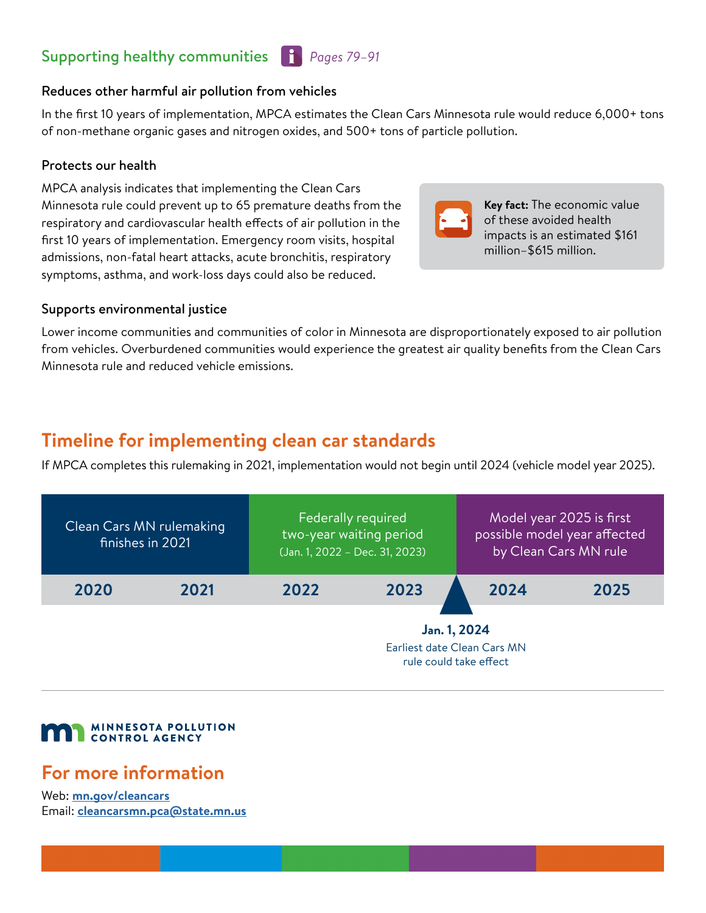## Supporting healthy communities

*Pages 79–91*

### Reduces other harmful air pollution from vehicles

In the first 10 years of implementation, MPCA estimates the Clean Cars Minnesota rule would reduce 6,000+ tons of non-methane organic gases and nitrogen oxides, and 500+ tons of particle pollution.

### Protects our health

MPCA analysis indicates that implementing the Clean Cars Minnesota rule could prevent up to 65 premature deaths from the respiratory and cardiovascular health effects of air pollution in the first 10 years of implementation. Emergency room visits, hospital admissions, non-fatal heart attacks, acute bronchitis, respiratory symptoms, asthma, and work-loss days could also be reduced.

**Key fact:** The economic value of these avoided health impacts is an estimated $161 million–$615 million.

### Supports environmental justice

Lower income communities and communities of color in Minnesota are disproportionately exposed to air pollution from vehicles. Overburdened communities would experience the greatest air quality benefits from the Clean Cars Minnesota rule and reduced vehicle emissions.

## Timeline for implementing clean car standards

If MPCA completes this rulemaking in 2021, implementation would not begin until 2024 (vehicle model year 2025).

Clean Cars MN rulemaking finishes in 2021

Federally required two-year waiting period (Jan. 1, 2022 – Dec. 31, 2023)

Model year 2025 is first possible model year affected by Clean Cars MN rule

2020 2021 2022 2023 2024 2025

**Jan. 1, 2024**
Earliest date Clean Cars MN rule could take effect

MINNESOTA POLLUTION CONTROL AGENCY

## For more information

Web: **mn.gov/cleancars**
Email: **cleancarsmn.pca@state.mn.us**